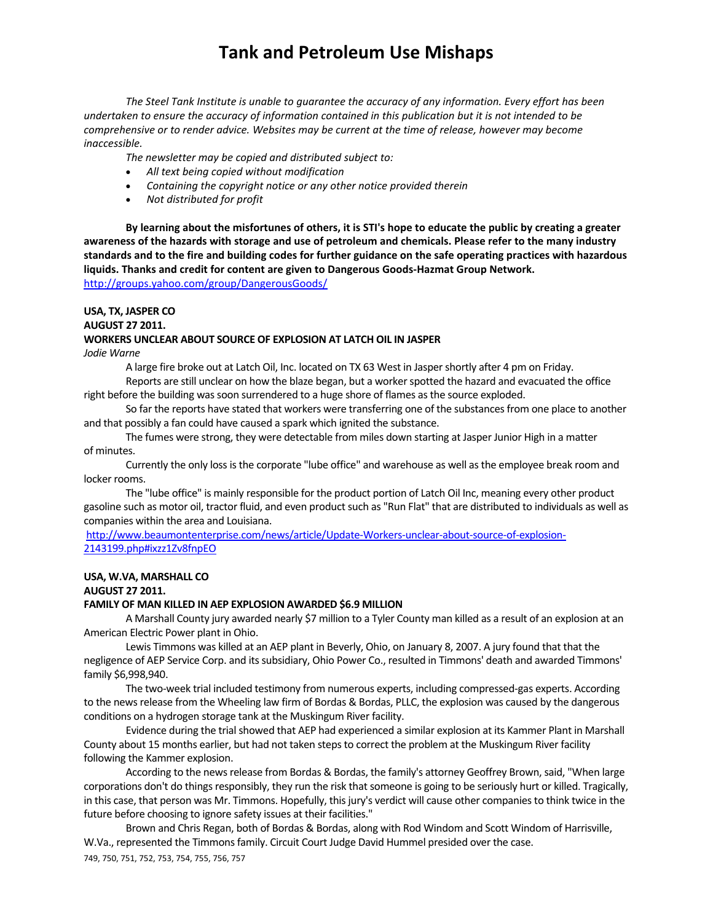# Tank and Petroleum Use Mishaps

*The Steel Tank Institute is unable to guarantee the accuracy of any information. Every effort has been undertaken to ensure the accuracy of information contained in this publication but it is not intended to be comprehensive or to render advice. Websites may be current at the time of release, however may become inaccessible.*

*The newsletter may be copied and distributed subject to:*

- *All text being copied without modification*
- *Containing the copyright notice or any other notice provided therein*
- *Not distributed for profit*

**By learning about the misfortunes of others, it is STI's hope to educate the public by creating a greater awareness of the hazards with storage and use of petroleum and chemicals. Please refer to the many industry standards and to the fire and building codes for further guidance on the safe operating practices with hazardous liquids. Thanks and credit for content are given to Dangerous Goods-Hazmat Group Network.**
http://groups.yahoo.com/group/DangerousGoods/

**USA, TX, JASPER CO**
**AUGUST 27 2011.**
**WORKERS UNCLEAR ABOUT SOURCE OF EXPLOSION AT LATCH OIL IN JASPER**
*Jodie Warne*

A large fire broke out at Latch Oil, Inc. located on TX 63 West in Jasper shortly after 4 pm on Friday.

Reports are still unclear on how the blaze began, but a worker spotted the hazard and evacuated the office right before the building was soon surrendered to a huge shore of flames as the source exploded.

So far the reports have stated that workers were transferring one of the substances from one place to another and that possibly a fan could have caused a spark which ignited the substance.

The fumes were strong, they were detectable from miles down starting at Jasper Junior High in a matter of minutes.

Currently the only loss is the corporate "lube office" and warehouse as well as the employee break room and locker rooms.

The "lube office" is mainly responsible for the product portion of Latch Oil Inc, meaning every other product gasoline such as motor oil, tractor fluid, and even product such as "Run Flat" that are distributed to individuals as well as companies within the area and Louisiana.

http://www.beaumontenterprise.com/news/article/Update-Workers-unclear-about-source-of-explosion-2143199.php#ixzz1Zv8fnpEO

**USA, W.VA, MARSHALL CO**
**AUGUST 27 2011.**
**FAMILY OF MAN KILLED IN AEP EXPLOSION AWARDED $6.9 MILLION**

A Marshall County jury awarded nearly $7 million to a Tyler County man killed as a result of an explosion at an American Electric Power plant in Ohio.

Lewis Timmons was killed at an AEP plant in Beverly, Ohio, on January 8, 2007. A jury found that that the negligence of AEP Service Corp. and its subsidiary, Ohio Power Co., resulted in Timmons' death and awarded Timmons' family $6,998,940.

The two-week trial included testimony from numerous experts, including compressed-gas experts. According to the news release from the Wheeling law firm of Bordas & Bordas, PLLC, the explosion was caused by the dangerous conditions on a hydrogen storage tank at the Muskingum River facility.

Evidence during the trial showed that AEP had experienced a similar explosion at its Kammer Plant in Marshall County about 15 months earlier, but had not taken steps to correct the problem at the Muskingum River facility following the Kammer explosion.

According to the news release from Bordas & Bordas, the family's attorney Geoffrey Brown, said, "When large corporations don't do things responsibly, they run the risk that someone is going to be seriously hurt or killed. Tragically, in this case, that person was Mr. Timmons. Hopefully, this jury's verdict will cause other companies to think twice in the future before choosing to ignore safety issues at their facilities."

Brown and Chris Regan, both of Bordas & Bordas, along with Rod Windom and Scott Windom of Harrisville, W.Va., represented the Timmons family. Circuit Court Judge David Hummel presided over the case.

749, 750, 751, 752, 753, 754, 755, 756, 757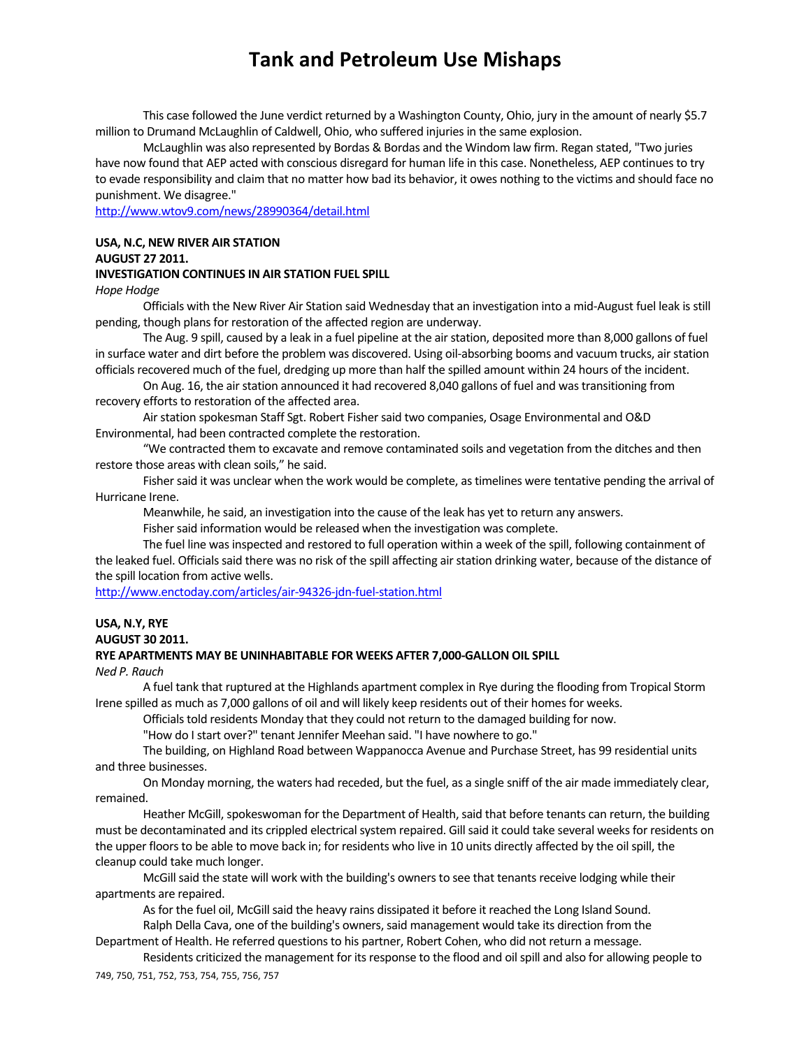This case followed the June verdict returned by a Washington County, Ohio, jury in the amount of nearly $5.7 million to Drumand McLaughlin of Caldwell, Ohio, who suffered injuries in the same explosion.

McLaughlin was also represented by Bordas & Bordas and the Windom law firm. Regan stated, "Two juries have now found that AEP acted with conscious disregard for human life in this case. Nonetheless, AEP continues to try to evade responsibility and claim that no matter how bad its behavior, it owes nothing to the victims and should face no punishment. We disagree."

http://www.wtov9.com/news/28990364/detail.html

**USA, N.C, NEW RIVER AIR STATION**
**AUGUST 27 2011.**
**INVESTIGATION CONTINUES IN AIR STATION FUEL SPILL**
*Hope Hodge*

Officials with the New River Air Station said Wednesday that an investigation into a mid-August fuel leak is still pending, though plans for restoration of the affected region are underway.

The Aug. 9 spill, caused by a leak in a fuel pipeline at the air station, deposited more than 8,000 gallons of fuel in surface water and dirt before the problem was discovered. Using oil-absorbing booms and vacuum trucks, air station officials recovered much of the fuel, dredging up more than half the spilled amount within 24 hours of the incident.

On Aug. 16, the air station announced it had recovered 8,040 gallons of fuel and was transitioning from recovery efforts to restoration of the affected area.

Air station spokesman Staff Sgt. Robert Fisher said two companies, Osage Environmental and O&D Environmental, had been contracted complete the restoration.

"We contracted them to excavate and remove contaminated soils and vegetation from the ditches and then restore those areas with clean soils," he said.

Fisher said it was unclear when the work would be complete, as timelines were tentative pending the arrival of Hurricane Irene.

Meanwhile, he said, an investigation into the cause of the leak has yet to return any answers.

Fisher said information would be released when the investigation was complete.

The fuel line was inspected and restored to full operation within a week of the spill, following containment of the leaked fuel. Officials said there was no risk of the spill affecting air station drinking water, because of the distance of the spill location from active wells.

http://www.enctoday.com/articles/air-94326-jdn-fuel-station.html

**USA, N.Y, RYE**
**AUGUST 30 2011.**
**RYE APARTMENTS MAY BE UNINHABITABLE FOR WEEKS AFTER 7,000-GALLON OIL SPILL**
*Ned P. Rauch*

A fuel tank that ruptured at the Highlands apartment complex in Rye during the flooding from Tropical Storm Irene spilled as much as 7,000 gallons of oil and will likely keep residents out of their homes for weeks.

Officials told residents Monday that they could not return to the damaged building for now.

"How do I start over?" tenant Jennifer Meehan said. "I have nowhere to go."

The building, on Highland Road between Wappanocca Avenue and Purchase Street, has 99 residential units and three businesses.

On Monday morning, the waters had receded, but the fuel, as a single sniff of the air made immediately clear, remained.

Heather McGill, spokeswoman for the Department of Health, said that before tenants can return, the building must be decontaminated and its crippled electrical system repaired. Gill said it could take several weeks for residents on the upper floors to be able to move back in; for residents who live in 10 units directly affected by the oil spill, the cleanup could take much longer.

McGill said the state will work with the building's owners to see that tenants receive lodging while their apartments are repaired.

As for the fuel oil, McGill said the heavy rains dissipated it before it reached the Long Island Sound.

Ralph Della Cava, one of the building's owners, said management would take its direction from the Department of Health. He referred questions to his partner, Robert Cohen, who did not return a message.

Residents criticized the management for its response to the flood and oil spill and also for allowing people to

749, 750, 751, 752, 753, 754, 755, 756, 757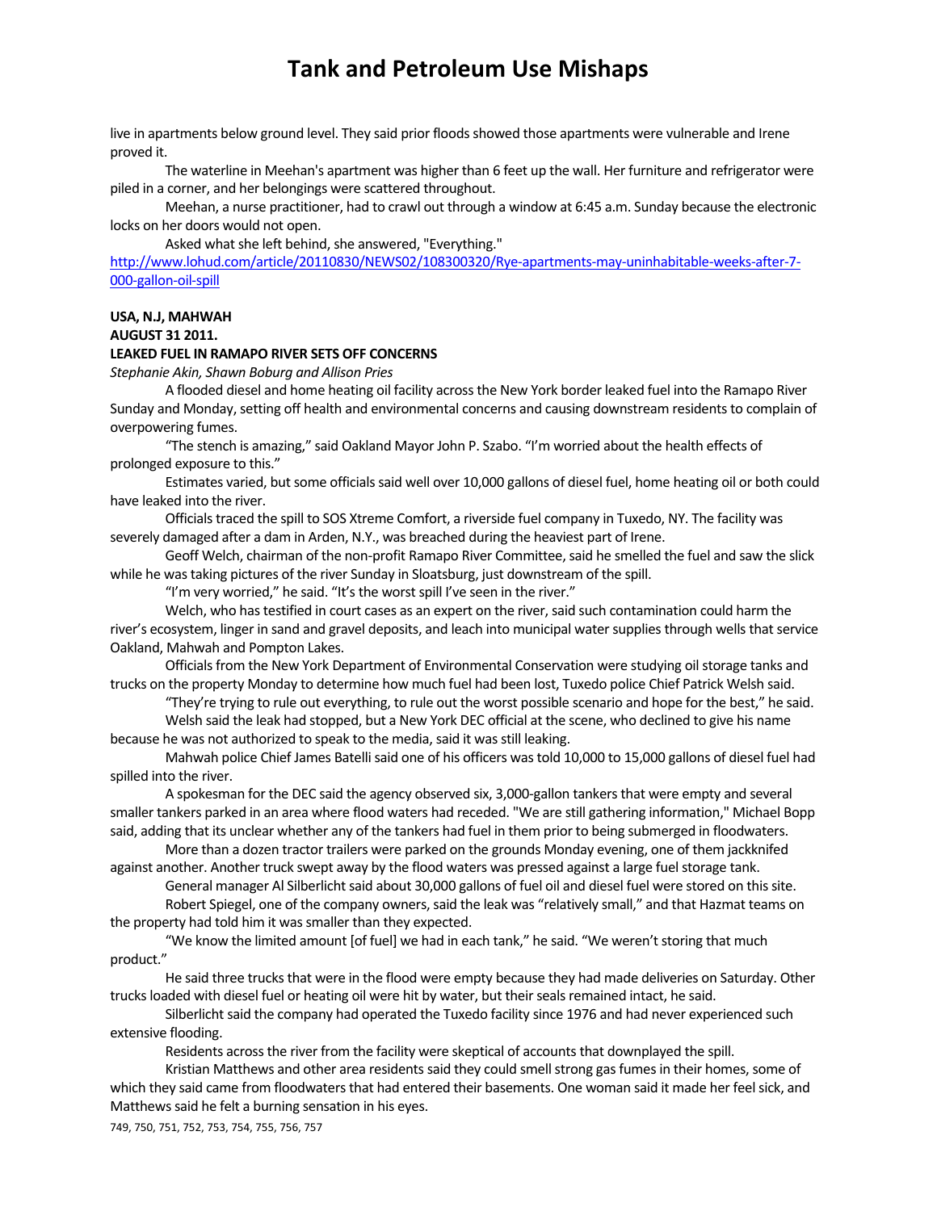live in apartments below ground level. They said prior floods showed those apartments were vulnerable and Irene proved it.

The waterline in Meehan's apartment was higher than 6 feet up the wall. Her furniture and refrigerator were piled in a corner, and her belongings were scattered throughout.

Meehan, a nurse practitioner, had to crawl out through a window at 6:45 a.m. Sunday because the electronic locks on her doors would not open.

Asked what she left behind, she answered, "Everything."

http://www.lohud.com/article/20110830/NEWS02/108300320/Rye-apartments-may-uninhabitable-weeks-after-7-000-gallon-oil-spill

**USA, N.J, MAHWAH**
**AUGUST 31 2011.**
**LEAKED FUEL IN RAMAPO RIVER SETS OFF CONCERNS**
*Stephanie Akin, Shawn Boburg and Allison Pries*

A flooded diesel and home heating oil facility across the New York border leaked fuel into the Ramapo River Sunday and Monday, setting off health and environmental concerns and causing downstream residents to complain of overpowering fumes.

"The stench is amazing," said Oakland Mayor John P. Szabo. "I'm worried about the health effects of prolonged exposure to this."

Estimates varied, but some officials said well over 10,000 gallons of diesel fuel, home heating oil or both could have leaked into the river.

Officials traced the spill to SOS Xtreme Comfort, a riverside fuel company in Tuxedo, NY. The facility was severely damaged after a dam in Arden, N.Y., was breached during the heaviest part of Irene.

Geoff Welch, chairman of the non-profit Ramapo River Committee, said he smelled the fuel and saw the slick while he was taking pictures of the river Sunday in Sloatsburg, just downstream of the spill.

"I'm very worried," he said. "It's the worst spill I've seen in the river."

Welch, who has testified in court cases as an expert on the river, said such contamination could harm the river's ecosystem, linger in sand and gravel deposits, and leach into municipal water supplies through wells that service Oakland, Mahwah and Pompton Lakes.

Officials from the New York Department of Environmental Conservation were studying oil storage tanks and trucks on the property Monday to determine how much fuel had been lost, Tuxedo police Chief Patrick Welsh said.

"They're trying to rule out everything, to rule out the worst possible scenario and hope for the best," he said.

Welsh said the leak had stopped, but a New York DEC official at the scene, who declined to give his name because he was not authorized to speak to the media, said it was still leaking.

Mahwah police Chief James Batelli said one of his officers was told 10,000 to 15,000 gallons of diesel fuel had spilled into the river.

A spokesman for the DEC said the agency observed six, 3,000-gallon tankers that were empty and several smaller tankers parked in an area where flood waters had receded. "We are still gathering information," Michael Bopp said, adding that its unclear whether any of the tankers had fuel in them prior to being submerged in floodwaters.

More than a dozen tractor trailers were parked on the grounds Monday evening, one of them jackknifed against another. Another truck swept away by the flood waters was pressed against a large fuel storage tank.

General manager Al Silberlicht said about 30,000 gallons of fuel oil and diesel fuel were stored on this site.

Robert Spiegel, one of the company owners, said the leak was "relatively small," and that Hazmat teams on the property had told him it was smaller than they expected.

"We know the limited amount [of fuel] we had in each tank," he said. "We weren't storing that much product."

He said three trucks that were in the flood were empty because they had made deliveries on Saturday. Other trucks loaded with diesel fuel or heating oil were hit by water, but their seals remained intact, he said.

Silberlicht said the company had operated the Tuxedo facility since 1976 and had never experienced such extensive flooding.

Residents across the river from the facility were skeptical of accounts that downplayed the spill.

Kristian Matthews and other area residents said they could smell strong gas fumes in their homes, some of which they said came from floodwaters that had entered their basements. One woman said it made her feel sick, and Matthews said he felt a burning sensation in his eyes.

749, 750, 751, 752, 753, 754, 755, 756, 757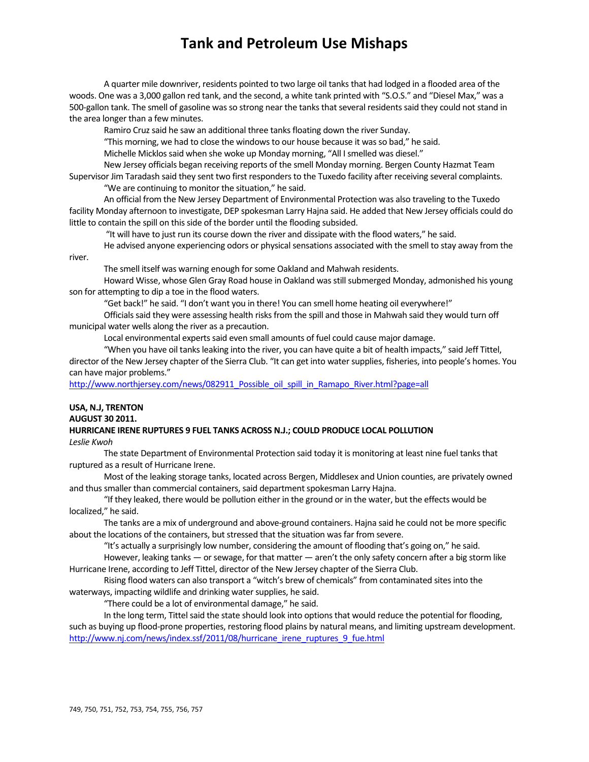A quarter mile downriver, residents pointed to two large oil tanks that had lodged in a flooded area of the woods. One was a 3,000 gallon red tank, and the second, a white tank printed with "S.O.S." and "Diesel Max," was a 500-gallon tank. The smell of gasoline was so strong near the tanks that several residents said they could not stand in the area longer than a few minutes.

Ramiro Cruz said he saw an additional three tanks floating down the river Sunday.

"This morning, we had to close the windows to our house because it was so bad," he said.

Michelle Micklos said when she woke up Monday morning, "All I smelled was diesel."

New Jersey officials began receiving reports of the smell Monday morning. Bergen County Hazmat Team Supervisor Jim Taradash said they sent two first responders to the Tuxedo facility after receiving several complaints.

"We are continuing to monitor the situation," he said.

An official from the New Jersey Department of Environmental Protection was also traveling to the Tuxedo facility Monday afternoon to investigate, DEP spokesman Larry Hajna said. He added that New Jersey officials could do little to contain the spill on this side of the border until the flooding subsided.

"It will have to just run its course down the river and dissipate with the flood waters," he said.

He advised anyone experiencing odors or physical sensations associated with the smell to stay away from the river.

The smell itself was warning enough for some Oakland and Mahwah residents.

Howard Wisse, whose Glen Gray Road house in Oakland was still submerged Monday, admonished his young son for attempting to dip a toe in the flood waters.

"Get back!" he said. "I don't want you in there! You can smell home heating oil everywhere!"

Officials said they were assessing health risks from the spill and those in Mahwah said they would turn off municipal water wells along the river as a precaution.

Local environmental experts said even small amounts of fuel could cause major damage.

"When you have oil tanks leaking into the river, you can have quite a bit of health impacts," said Jeff Tittel, director of the New Jersey chapter of the Sierra Club. "It can get into water supplies, fisheries, into people's homes. You can have major problems."

http://www.northjersey.com/news/082911_Possible_oil_spill_in_Ramapo_River.html?page=all

**USA, N.J, TRENTON**
**AUGUST 30 2011.**
**HURRICANE IRENE RUPTURES 9 FUEL TANKS ACROSS N.J.; COULD PRODUCE LOCAL POLLUTION**
*Leslie Kwoh*

The state Department of Environmental Protection said today it is monitoring at least nine fuel tanks that ruptured as a result of Hurricane Irene.

Most of the leaking storage tanks, located across Bergen, Middlesex and Union counties, are privately owned and thus smaller than commercial containers, said department spokesman Larry Hajna.

"If they leaked, there would be pollution either in the ground or in the water, but the effects would be localized," he said.

The tanks are a mix of underground and above-ground containers. Hajna said he could not be more specific about the locations of the containers, but stressed that the situation was far from severe.

"It's actually a surprisingly low number, considering the amount of flooding that's going on," he said.

However, leaking tanks — or sewage, for that matter — aren't the only safety concern after a big storm like Hurricane Irene, according to Jeff Tittel, director of the New Jersey chapter of the Sierra Club.

Rising flood waters can also transport a "witch's brew of chemicals" from contaminated sites into the waterways, impacting wildlife and drinking water supplies, he said.

"There could be a lot of environmental damage," he said.

In the long term, Tittel said the state should look into options that would reduce the potential for flooding, such as buying up flood-prone properties, restoring flood plains by natural means, and limiting upstream development.

http://www.nj.com/news/index.ssf/2011/08/hurricane_irene_ruptures_9_fue.html

749, 750, 751, 752, 753, 754, 755, 756, 757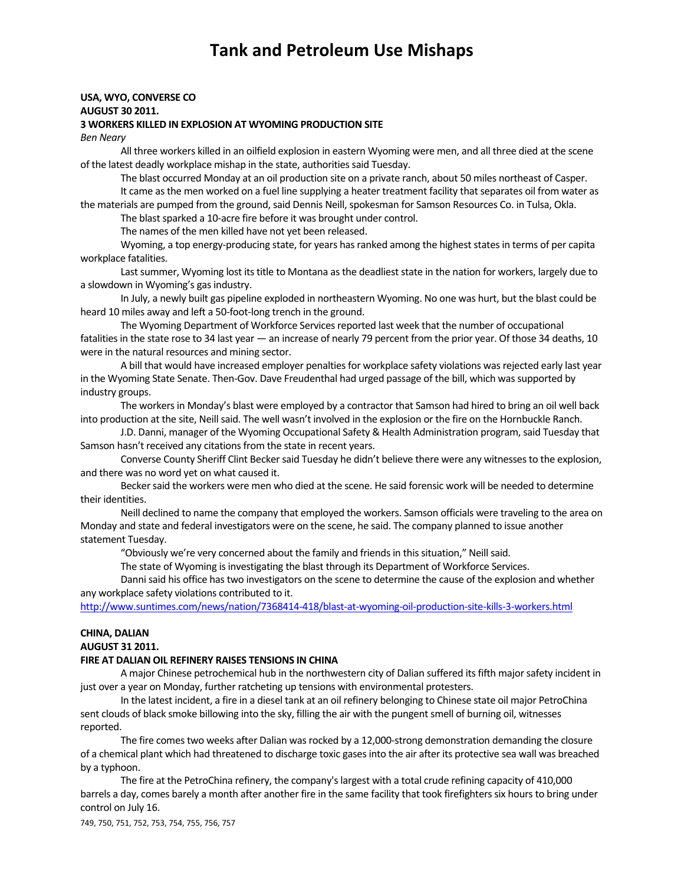# Tank and Petroleum Use Mishaps

**USA, WYO, CONVERSE CO**
**AUGUST 30 2011.**
**3 WORKERS KILLED IN EXPLOSION AT WYOMING PRODUCTION SITE**
*Ben Neary*

All three workers killed in an oilfield explosion in eastern Wyoming were men, and all three died at the scene of the latest deadly workplace mishap in the state, authorities said Tuesday.

The blast occurred Monday at an oil production site on a private ranch, about 50 miles northeast of Casper.

It came as the men worked on a fuel line supplying a heater treatment facility that separates oil from water as the materials are pumped from the ground, said Dennis Neill, spokesman for Samson Resources Co. in Tulsa, Okla.

The blast sparked a 10-acre fire before it was brought under control.

The names of the men killed have not yet been released.

Wyoming, a top energy-producing state, for years has ranked among the highest states in terms of per capita workplace fatalities.

Last summer, Wyoming lost its title to Montana as the deadliest state in the nation for workers, largely due to a slowdown in Wyoming's gas industry.

In July, a newly built gas pipeline exploded in northeastern Wyoming. No one was hurt, but the blast could be heard 10 miles away and left a 50-foot-long trench in the ground.

The Wyoming Department of Workforce Services reported last week that the number of occupational fatalities in the state rose to 34 last year — an increase of nearly 79 percent from the prior year. Of those 34 deaths, 10 were in the natural resources and mining sector.

A bill that would have increased employer penalties for workplace safety violations was rejected early last year in the Wyoming State Senate. Then-Gov. Dave Freudenthal had urged passage of the bill, which was supported by industry groups.

The workers in Monday's blast were employed by a contractor that Samson had hired to bring an oil well back into production at the site, Neill said. The well wasn't involved in the explosion or the fire on the Hornbuckle Ranch.

J.D. Danni, manager of the Wyoming Occupational Safety & Health Administration program, said Tuesday that Samson hasn't received any citations from the state in recent years.

Converse County Sheriff Clint Becker said Tuesday he didn't believe there were any witnesses to the explosion, and there was no word yet on what caused it.

Becker said the workers were men who died at the scene. He said forensic work will be needed to determine their identities.

Neill declined to name the company that employed the workers. Samson officials were traveling to the area on Monday and state and federal investigators were on the scene, he said. The company planned to issue another statement Tuesday.

"Obviously we're very concerned about the family and friends in this situation," Neill said.

The state of Wyoming is investigating the blast through its Department of Workforce Services.

Danni said his office has two investigators on the scene to determine the cause of the explosion and whether any workplace safety violations contributed to it.

http://www.suntimes.com/news/nation/7368414-418/blast-at-wyoming-oil-production-site-kills-3-workers.html

**CHINA, DALIAN**
**AUGUST 31 2011.**
**FIRE AT DALIAN OIL REFINERY RAISES TENSIONS IN CHINA**

A major Chinese petrochemical hub in the northwestern city of Dalian suffered its fifth major safety incident in just over a year on Monday, further ratcheting up tensions with environmental protesters.

In the latest incident, a fire in a diesel tank at an oil refinery belonging to Chinese state oil major PetroChina sent clouds of black smoke billowing into the sky, filling the air with the pungent smell of burning oil, witnesses reported.

The fire comes two weeks after Dalian was rocked by a 12,000-strong demonstration demanding the closure of a chemical plant which had threatened to discharge toxic gases into the air after its protective sea wall was breached by a typhoon.

The fire at the PetroChina refinery, the company's largest with a total crude refining capacity of 410,000 barrels a day, comes barely a month after another fire in the same facility that took firefighters six hours to bring under control on July 16.

749, 750, 751, 752, 753, 754, 755, 756, 757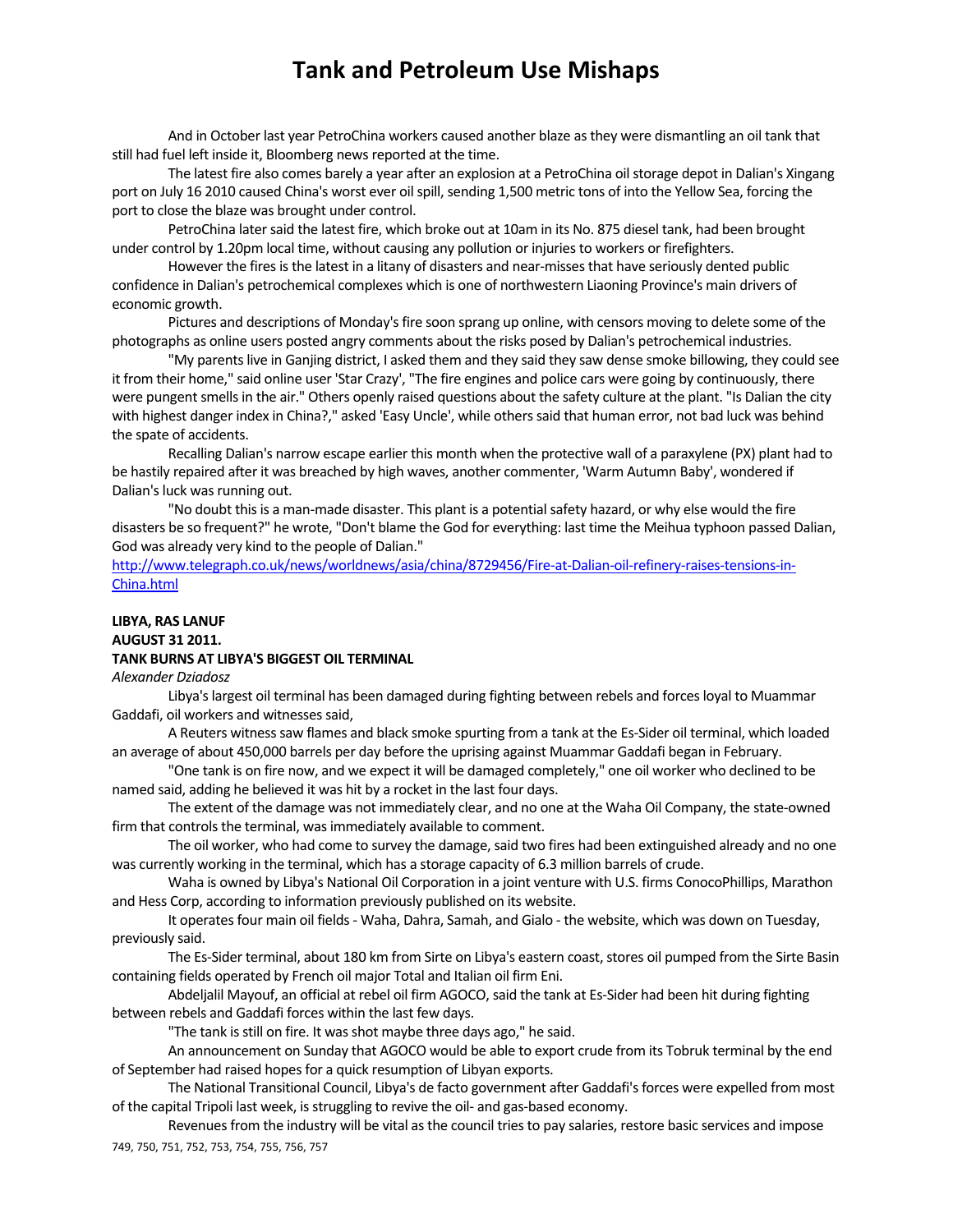And in October last year PetroChina workers caused another blaze as they were dismantling an oil tank that still had fuel left inside it, Bloomberg news reported at the time.

The latest fire also comes barely a year after an explosion at a PetroChina oil storage depot in Dalian's Xingang port on July 16 2010 caused China's worst ever oil spill, sending 1,500 metric tons of into the Yellow Sea, forcing the port to close the blaze was brought under control.

PetroChina later said the latest fire, which broke out at 10am in its No. 875 diesel tank, had been brought under control by 1.20pm local time, without causing any pollution or injuries to workers or firefighters.

However the fires is the latest in a litany of disasters and near-misses that have seriously dented public confidence in Dalian's petrochemical complexes which is one of northwestern Liaoning Province's main drivers of economic growth.

Pictures and descriptions of Monday's fire soon sprang up online, with censors moving to delete some of the photographs as online users posted angry comments about the risks posed by Dalian's petrochemical industries.

"My parents live in Ganjing district, I asked them and they said they saw dense smoke billowing, they could see it from their home," said online user 'Star Crazy', "The fire engines and police cars were going by continuously, there were pungent smells in the air." Others openly raised questions about the safety culture at the plant. "Is Dalian the city with highest danger index in China?," asked 'Easy Uncle', while others said that human error, not bad luck was behind the spate of accidents.

Recalling Dalian's narrow escape earlier this month when the protective wall of a paraxylene (PX) plant had to be hastily repaired after it was breached by high waves, another commenter, 'Warm Autumn Baby', wondered if Dalian's luck was running out.

"No doubt this is a man-made disaster. This plant is a potential safety hazard, or why else would the fire disasters be so frequent?" he wrote, "Don't blame the God for everything: last time the Meihua typhoon passed Dalian, God was already very kind to the people of Dalian."

http://www.telegraph.co.uk/news/worldnews/asia/china/8729456/Fire-at-Dalian-oil-refinery-raises-tensions-in-China.html

**LIBYA, RAS LANUF**

**AUGUST 31 2011.**

**TANK BURNS AT LIBYA'S BIGGEST OIL TERMINAL**

*Alexander Dziadosz*

Libya's largest oil terminal has been damaged during fighting between rebels and forces loyal to Muammar Gaddafi, oil workers and witnesses said,

A Reuters witness saw flames and black smoke spurting from a tank at the Es-Sider oil terminal, which loaded an average of about 450,000 barrels per day before the uprising against Muammar Gaddafi began in February.

"One tank is on fire now, and we expect it will be damaged completely," one oil worker who declined to be named said, adding he believed it was hit by a rocket in the last four days.

The extent of the damage was not immediately clear, and no one at the Waha Oil Company, the state-owned firm that controls the terminal, was immediately available to comment.

The oil worker, who had come to survey the damage, said two fires had been extinguished already and no one was currently working in the terminal, which has a storage capacity of 6.3 million barrels of crude.

Waha is owned by Libya's National Oil Corporation in a joint venture with U.S. firms ConocoPhillips, Marathon and Hess Corp, according to information previously published on its website.

It operates four main oil fields - Waha, Dahra, Samah, and Gialo - the website, which was down on Tuesday, previously said.

The Es-Sider terminal, about 180 km from Sirte on Libya's eastern coast, stores oil pumped from the Sirte Basin containing fields operated by French oil major Total and Italian oil firm Eni.

Abdeljalil Mayouf, an official at rebel oil firm AGOCO, said the tank at Es-Sider had been hit during fighting between rebels and Gaddafi forces within the last few days.

"The tank is still on fire. It was shot maybe three days ago," he said.

An announcement on Sunday that AGOCO would be able to export crude from its Tobruk terminal by the end of September had raised hopes for a quick resumption of Libyan exports.

The National Transitional Council, Libya's de facto government after Gaddafi's forces were expelled from most of the capital Tripoli last week, is struggling to revive the oil- and gas-based economy.

Revenues from the industry will be vital as the council tries to pay salaries, restore basic services and impose

749, 750, 751, 752, 753, 754, 755, 756, 757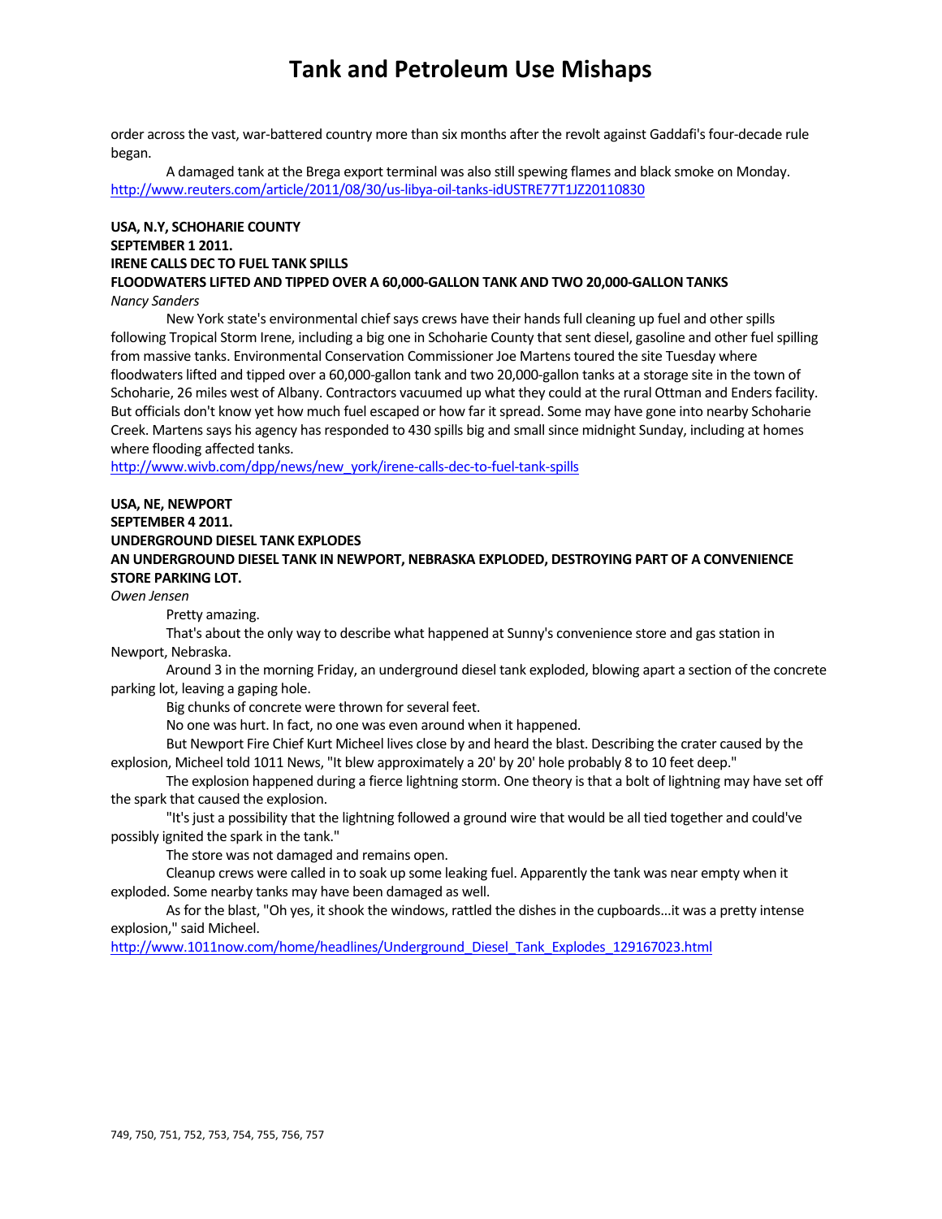order across the vast, war-battered country more than six months after the revolt against Gaddafi's four-decade rule began.

A damaged tank at the Brega export terminal was also still spewing flames and black smoke on Monday.
http://www.reuters.com/article/2011/08/30/us-libya-oil-tanks-idUSTRE77T1JZ20110830

**USA, N.Y, SCHOHARIE COUNTY**
**SEPTEMBER 1 2011.**
**IRENE CALLS DEC TO FUEL TANK SPILLS**
**FLOODWATERS LIFTED AND TIPPED OVER A 60,000-GALLON TANK AND TWO 20,000-GALLON TANKS**
*Nancy Sanders*

New York state's environmental chief says crews have their hands full cleaning up fuel and other spills following Tropical Storm Irene, including a big one in Schoharie County that sent diesel, gasoline and other fuel spilling from massive tanks. Environmental Conservation Commissioner Joe Martens toured the site Tuesday where floodwaters lifted and tipped over a 60,000-gallon tank and two 20,000-gallon tanks at a storage site in the town of Schoharie, 26 miles west of Albany. Contractors vacuumed up what they could at the rural Ottman and Enders facility. But officials don't know yet how much fuel escaped or how far it spread. Some may have gone into nearby Schoharie Creek. Martens says his agency has responded to 430 spills big and small since midnight Sunday, including at homes where flooding affected tanks.
http://www.wivb.com/dpp/news/new_york/irene-calls-dec-to-fuel-tank-spills

**USA, NE, NEWPORT**
**SEPTEMBER 4 2011.**
**UNDERGROUND DIESEL TANK EXPLODES**
**AN UNDERGROUND DIESEL TANK IN NEWPORT, NEBRASKA EXPLODED, DESTROYING PART OF A CONVENIENCE STORE PARKING LOT.**
*Owen Jensen*

Pretty amazing.

That's about the only way to describe what happened at Sunny's convenience store and gas station in Newport, Nebraska.

Around 3 in the morning Friday, an underground diesel tank exploded, blowing apart a section of the concrete parking lot, leaving a gaping hole.

Big chunks of concrete were thrown for several feet.

No one was hurt. In fact, no one was even around when it happened.

But Newport Fire Chief Kurt Micheel lives close by and heard the blast. Describing the crater caused by the explosion, Micheel told 1011 News, "It blew approximately a 20' by 20' hole probably 8 to 10 feet deep."

The explosion happened during a fierce lightning storm. One theory is that a bolt of lightning may have set off the spark that caused the explosion.

"It's just a possibility that the lightning followed a ground wire that would be all tied together and could've possibly ignited the spark in the tank."

The store was not damaged and remains open.

Cleanup crews were called in to soak up some leaking fuel. Apparently the tank was near empty when it exploded. Some nearby tanks may have been damaged as well.

As for the blast, "Oh yes, it shook the windows, rattled the dishes in the cupboards...it was a pretty intense explosion," said Micheel.
http://www.1011now.com/home/headlines/Underground_Diesel_Tank_Explodes_129167023.html

749, 750, 751, 752, 753, 754, 755, 756, 757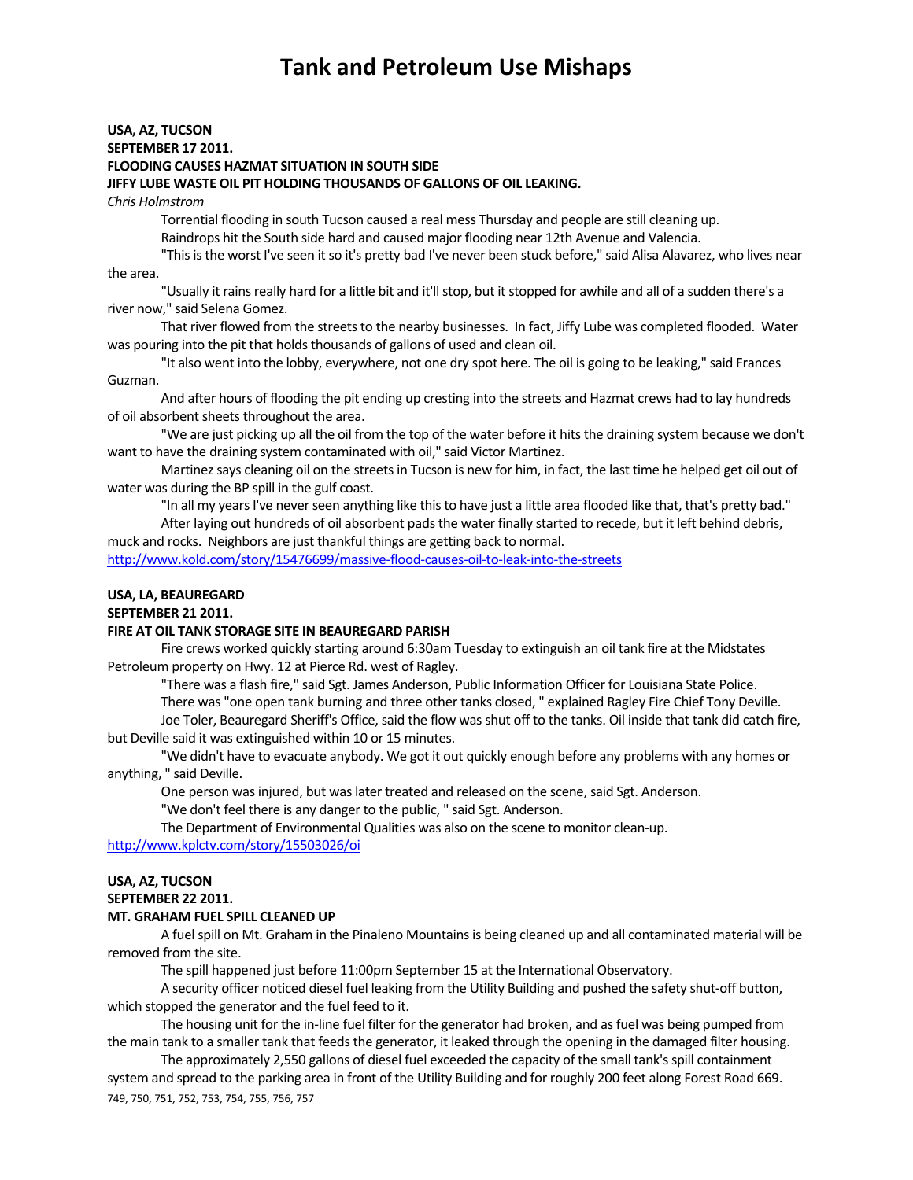# Tank and Petroleum Use Mishaps

**USA, AZ, TUCSON**
**SEPTEMBER 17 2011.**
**FLOODING CAUSES HAZMAT SITUATION IN SOUTH SIDE**
**JIFFY LUBE WASTE OIL PIT HOLDING THOUSANDS OF GALLONS OF OIL LEAKING.**
*Chris Holmstrom*

Torrential flooding in south Tucson caused a real mess Thursday and people are still cleaning up.

Raindrops hit the South side hard and caused major flooding near 12th Avenue and Valencia.

"This is the worst I've seen it so it's pretty bad I've never been stuck before," said Alisa Alavarez, who lives near the area.

"Usually it rains really hard for a little bit and it'll stop, but it stopped for awhile and all of a sudden there's a river now," said Selena Gomez.

That river flowed from the streets to the nearby businesses. In fact, Jiffy Lube was completed flooded. Water was pouring into the pit that holds thousands of gallons of used and clean oil.

"It also went into the lobby, everywhere, not one dry spot here. The oil is going to be leaking," said Frances Guzman.

And after hours of flooding the pit ending up cresting into the streets and Hazmat crews had to lay hundreds of oil absorbent sheets throughout the area.

"We are just picking up all the oil from the top of the water before it hits the draining system because we don't want to have the draining system contaminated with oil," said Victor Martinez.

Martinez says cleaning oil on the streets in Tucson is new for him, in fact, the last time he helped get oil out of water was during the BP spill in the gulf coast.

"In all my years I've never seen anything like this to have just a little area flooded like that, that's pretty bad."

After laying out hundreds of oil absorbent pads the water finally started to recede, but it left behind debris, muck and rocks. Neighbors are just thankful things are getting back to normal.

http://www.kold.com/story/15476699/massive-flood-causes-oil-to-leak-into-the-streets

**USA, LA, BEAUREGARD**
**SEPTEMBER 21 2011.**
**FIRE AT OIL TANK STORAGE SITE IN BEAUREGARD PARISH**

Fire crews worked quickly starting around 6:30am Tuesday to extinguish an oil tank fire at the Midstates Petroleum property on Hwy. 12 at Pierce Rd. west of Ragley.

"There was a flash fire," said Sgt. James Anderson, Public Information Officer for Louisiana State Police.

There was "one open tank burning and three other tanks closed, " explained Ragley Fire Chief Tony Deville.

Joe Toler, Beauregard Sheriff's Office, said the flow was shut off to the tanks. Oil inside that tank did catch fire, but Deville said it was extinguished within 10 or 15 minutes.

"We didn't have to evacuate anybody. We got it out quickly enough before any problems with any homes or anything, " said Deville.

One person was injured, but was later treated and released on the scene, said Sgt. Anderson.

"We don't feel there is any danger to the public, " said Sgt. Anderson.

The Department of Environmental Qualities was also on the scene to monitor clean-up.

http://www.kplctv.com/story/15503026/oi

**USA, AZ, TUCSON**
**SEPTEMBER 22 2011.**
**MT. GRAHAM FUEL SPILL CLEANED UP**

A fuel spill on Mt. Graham in the Pinaleno Mountains is being cleaned up and all contaminated material will be removed from the site.

The spill happened just before 11:00pm September 15 at the International Observatory.

A security officer noticed diesel fuel leaking from the Utility Building and pushed the safety shut-off button, which stopped the generator and the fuel feed to it.

The housing unit for the in-line fuel filter for the generator had broken, and as fuel was being pumped from the main tank to a smaller tank that feeds the generator, it leaked through the opening in the damaged filter housing.

The approximately 2,550 gallons of diesel fuel exceeded the capacity of the small tank's spill containment system and spread to the parking area in front of the Utility Building and for roughly 200 feet along Forest Road 669.

749, 750, 751, 752, 753, 754, 755, 756, 757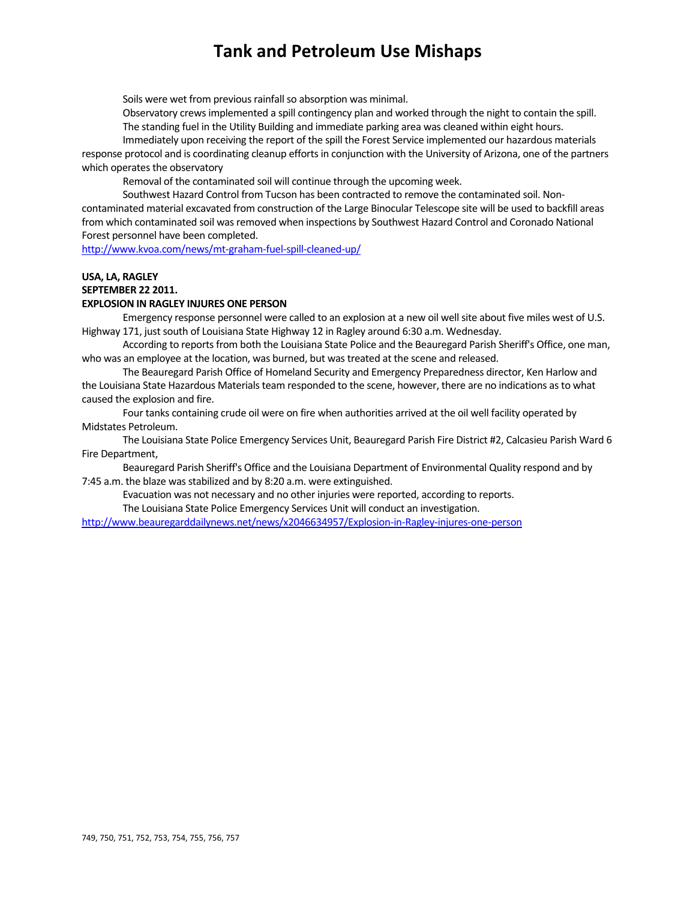Soils were wet from previous rainfall so absorption was minimal.

Observatory crews implemented a spill contingency plan and worked through the night to contain the spill.

The standing fuel in the Utility Building and immediate parking area was cleaned within eight hours.

Immediately upon receiving the report of the spill the Forest Service implemented our hazardous materials response protocol and is coordinating cleanup efforts in conjunction with the University of Arizona, one of the partners which operates the observatory

Removal of the contaminated soil will continue through the upcoming week.

Southwest Hazard Control from Tucson has been contracted to remove the contaminated soil. Non-contaminated material excavated from construction of the Large Binocular Telescope site will be used to backfill areas from which contaminated soil was removed when inspections by Southwest Hazard Control and Coronado National Forest personnel have been completed.

http://www.kvoa.com/news/mt-graham-fuel-spill-cleaned-up/

**USA, LA, RAGLEY**
**SEPTEMBER 22 2011.**
**EXPLOSION IN RAGLEY INJURES ONE PERSON**

Emergency response personnel were called to an explosion at a new oil well site about five miles west of U.S. Highway 171, just south of Louisiana State Highway 12 in Ragley around 6:30 a.m. Wednesday.

According to reports from both the Louisiana State Police and the Beauregard Parish Sheriff's Office, one man, who was an employee at the location, was burned, but was treated at the scene and released.

The Beauregard Parish Office of Homeland Security and Emergency Preparedness director, Ken Harlow and the Louisiana State Hazardous Materials team responded to the scene, however, there are no indications as to what caused the explosion and fire.

Four tanks containing crude oil were on fire when authorities arrived at the oil well facility operated by Midstates Petroleum.

The Louisiana State Police Emergency Services Unit, Beauregard Parish Fire District #2, Calcasieu Parish Ward 6 Fire Department,

Beauregard Parish Sheriff's Office and the Louisiana Department of Environmental Quality respond and by 7:45 a.m. the blaze was stabilized and by 8:20 a.m. were extinguished.

Evacuation was not necessary and no other injuries were reported, according to reports.

The Louisiana State Police Emergency Services Unit will conduct an investigation.

http://www.beauregarddailynews.net/news/x2046634957/Explosion-in-Ragley-injures-one-person

749, 750, 751, 752, 753, 754, 755, 756, 757